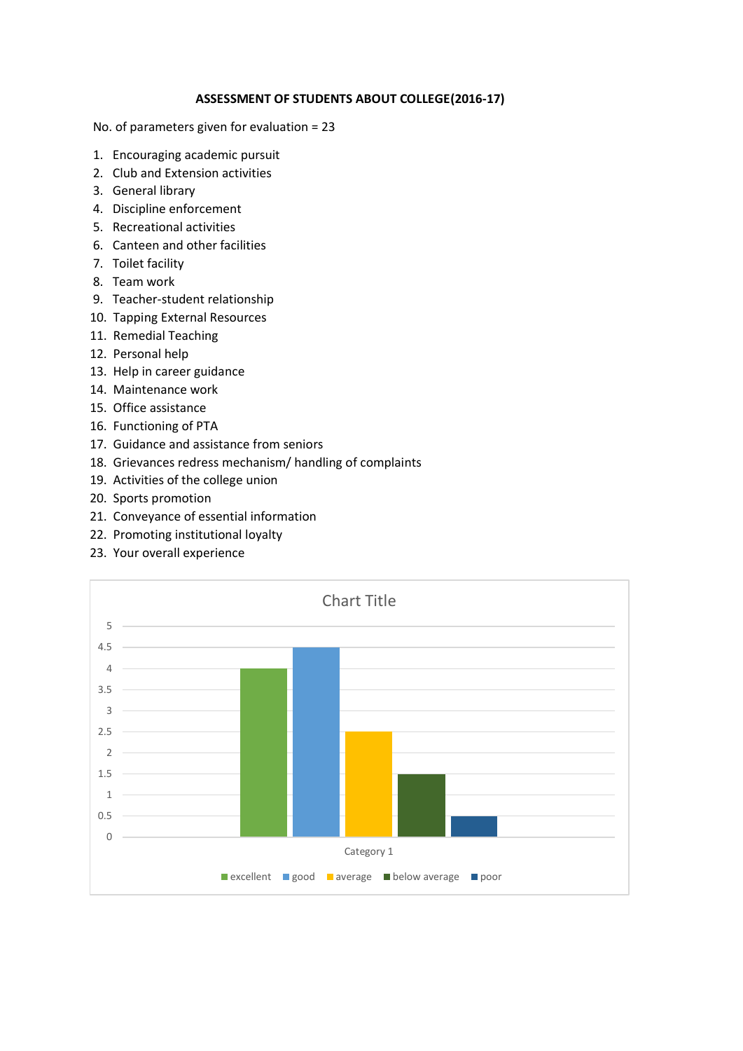**ASSESSMENT OF STUDENTS ABOUT COLLEGE(2016-17)**

No. of parameters given for evaluation = 23

1. Encouraging academic pursuit
2. Club and Extension activities
3. General library
4. Discipline enforcement
5. Recreational activities
6. Canteen and other facilities
7. Toilet facility
8. Team work
9. Teacher-student relationship
10. Tapping External Resources
11. Remedial Teaching
12. Personal help
13. Help in career guidance
14. Maintenance work
15. Office assistance
16. Functioning of PTA
17. Guidance and assistance from seniors
18. Grievances redress mechanism/ handling of complaints
19. Activities of the college union
20. Sports promotion
21. Conveyance of essential information
22. Promoting institutional loyalty
23. Your overall experience

Chart Title

| Category | excellent | good | average | below average | poor |
|---|---|---|---|---|---|
| Category 1 | 4 | 4.5 | 2.5 | 1.5 | 0.5 |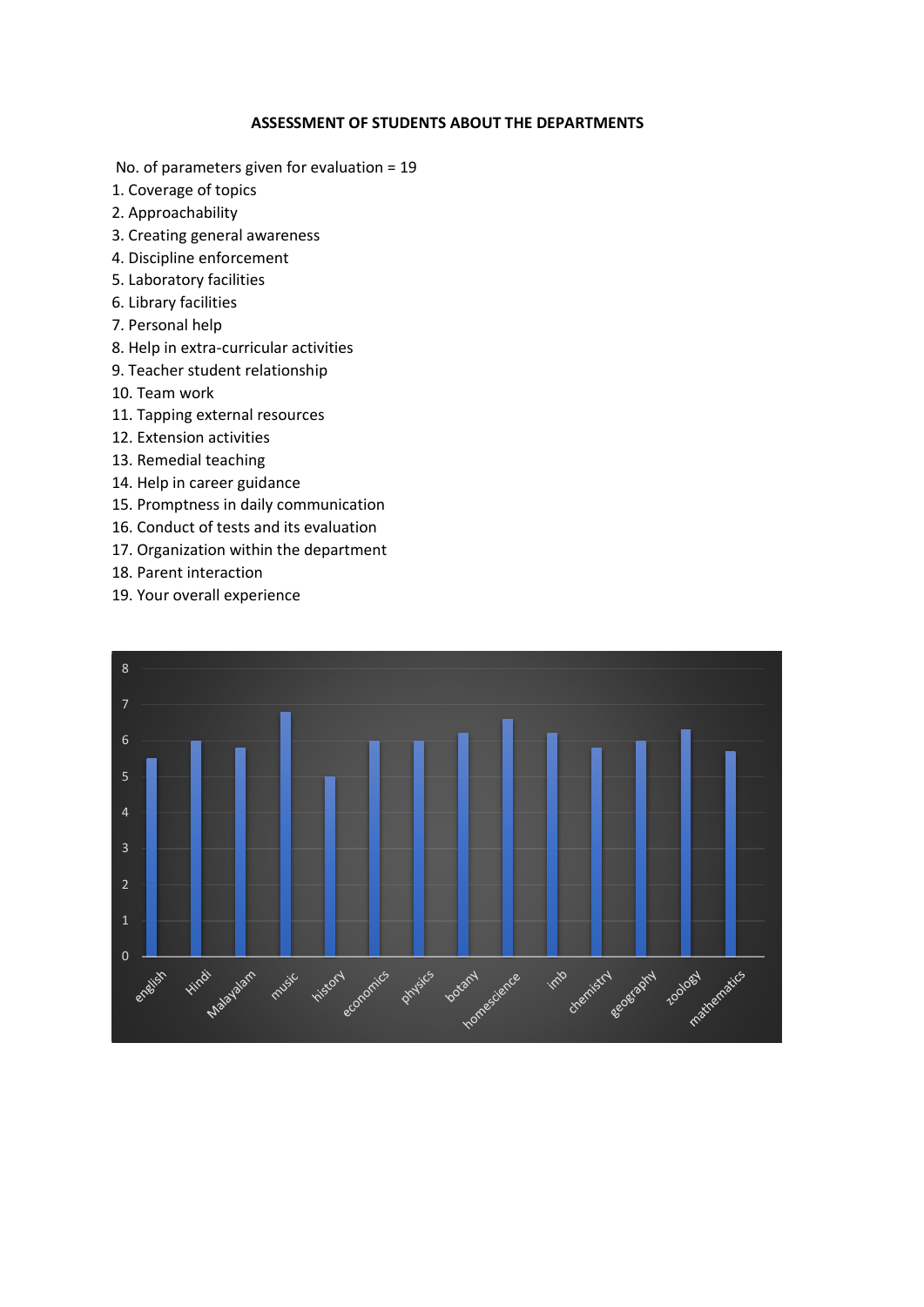**ASSESSMENT OF STUDENTS ABOUT THE DEPARTMENTS**

No. of parameters given for evaluation = 19

1. Coverage of topics
2. Approachability
3. Creating general awareness
4. Discipline enforcement
5. Laboratory facilities
6. Library facilities
7. Personal help
8. Help in extra-curricular activities
9. Teacher student relationship
10. Team work
11. Tapping external resources
12. Extension activities
13. Remedial teaching
14. Help in career guidance
15. Promptness in daily communication
16. Conduct of tests and its evaluation
17. Organization within the department
18. Parent interaction
19. Your overall experience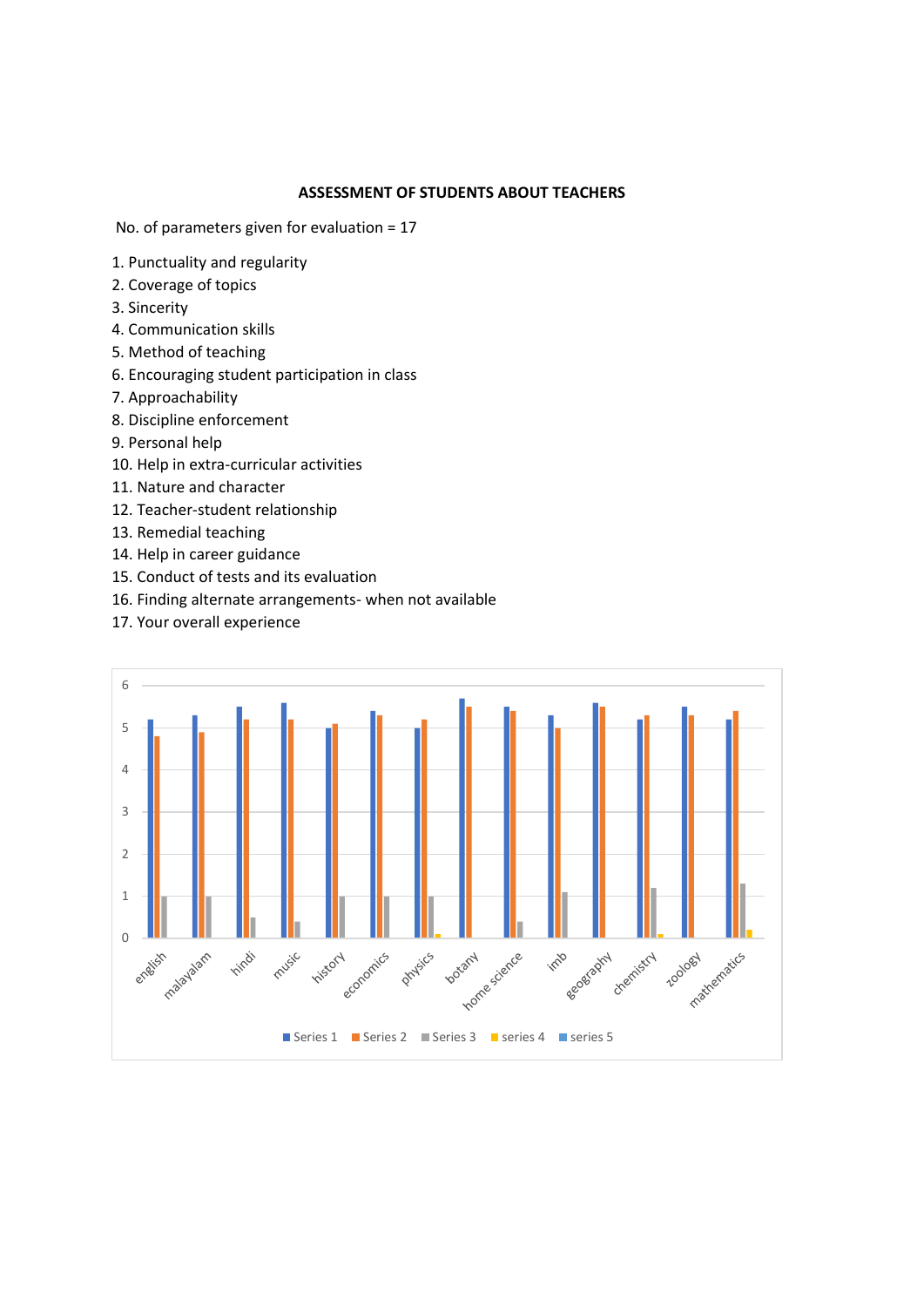**ASSESSMENT OF STUDENTS ABOUT TEACHERS**

No. of parameters given for evaluation = 17

1. Punctuality and regularity
2. Coverage of topics
3. Sincerity
4. Communication skills
5. Method of teaching
6. Encouraging student participation in class
7. Approachability
8. Discipline enforcement
9. Personal help
10. Help in extra-curricular activities
11. Nature and character
12. Teacher-student relationship
13. Remedial teaching
14. Help in career guidance
15. Conduct of tests and its evaluation
16. Finding alternate arrangements- when not available
17. Your overall experience

6
5
4
3
2
1
0

english, malayalam, hindi, music, history, economics, physics, botany, home science, imb, geography, chemistry, zoology, mathematics

Series 1 Series 2 Series 3 series 4 series 5